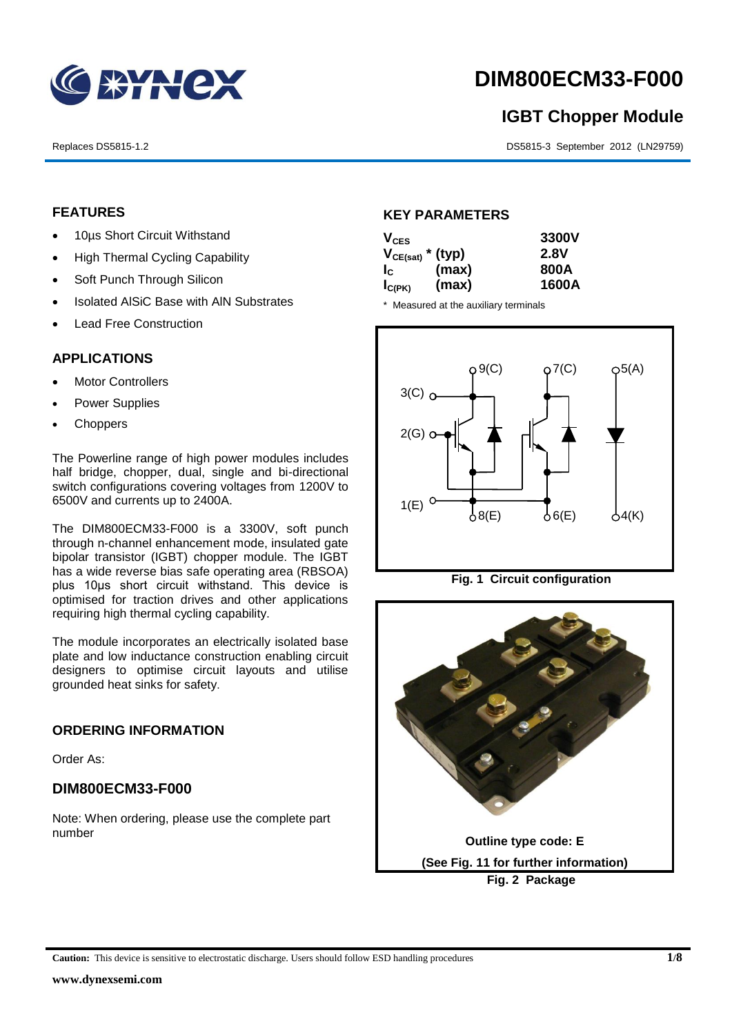# DIM800ECM33-F000

## IGBT Chopper Module

Replaces DS5815-1.2

DS5815-3 September 2012 (LN29759)

## FEATURES

- 10µs Short Circuit Withstand
- High Thermal Cycling Capability
- Soft Punch Through Silicon
- Isolated AlSiC Base with AlN Substrates
- Lead Free Construction

## APPLICATIONS

- Motor Controllers
- Power Supplies
- Choppers

The Powerline range of high power modules includes half bridge, chopper, dual, single and bi-directional switch configurations covering voltages from 1200V to 6500V and currents up to 2400A.

The DIM800ECM33-F000 is a 3300V, soft punch through n-channel enhancement mode, insulated gate bipolar transistor (IGBT) chopper module. The IGBT has a wide reverse bias safe operating area (RBSOA) plus 10µs short circuit withstand. This device is optimised for traction drives and other applications requiring high thermal cycling capability.

The module incorporates an electrically isolated base plate and low inductance construction enabling circuit designers to optimise circuit layouts and utilise grounded heat sinks for safety.

## ORDERING INFORMATION

Order As:

### DIM800ECM33-F000

Note: When ordering, please use the complete part number

## KEY PARAMETERS

| | | |
|---|---|---|
| $V_{CES}$ | | **3300V** |
| $V_{CE(sat)}$ * | (typ) | **2.8V** |
| $I_C$ | (max) | **800A** |
| $I_{C(PK)}$ | (max) | **1600A** |

\* Measured at the auxiliary terminals

**Fig. 1 Circuit configuration**

Outline type code: E

(See Fig. 11 for further information)

**Fig. 2 Package**

**Caution:** This device is sensitive to electrostatic discharge. Users should follow ESD handling procedures

www.dynexsemi.com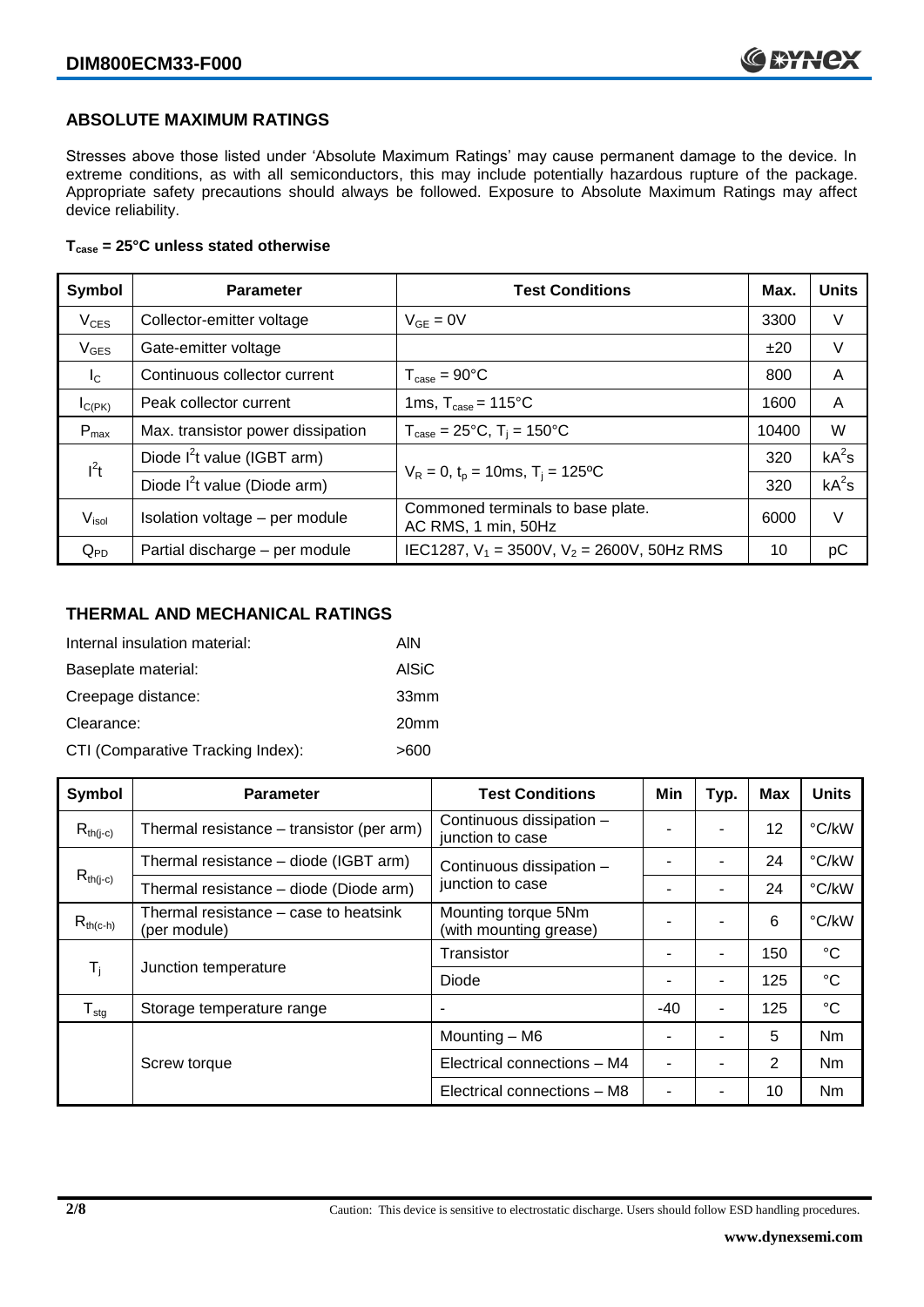## ABSOLUTE MAXIMUM RATINGS

Stresses above those listed under 'Absolute Maximum Ratings' may cause permanent damage to the device. In extreme conditions, as with all semiconductors, this may include potentially hazardous rupture of the package. Appropriate safety precautions should always be followed. Exposure to Absolute Maximum Ratings may affect device reliability.

**$T_{case}$ = 25°C unless stated otherwise**

| Symbol | Parameter | Test Conditions | Max. | Units |
|---|---|---|---|---|
| $V_{CES}$ | Collector-emitter voltage | $V_{GE}$ = 0V | 3300 | V |
| $V_{GES}$ | Gate-emitter voltage | | ±20 | V |
| $I_C$ | Continuous collector current | $T_{case}$ = 90°C | 800 | A |
| $I_{C(PK)}$ | Peak collector current | 1ms, $T_{case}$ = 115°C | 1600 | A |
| $P_{max}$ | Max. transistor power dissipation | $T_{case}$ = 25°C, $T_j$ = 150°C | 10400 | W |
| $I^2t$ | Diode $I^2t$ value (IGBT arm) | $V_R$ = 0, $t_p$ = 10ms, $T_j$ = 125ºC | 320 | $kA^2s$ |
| | Diode $I^2t$ value (Diode arm) | | 320 | $kA^2s$ |
| $V_{isol}$ | Isolation voltage – per module | Commoned terminals to base plate. AC RMS, 1 min, 50Hz | 6000 | V |
| $Q_{PD}$ | Partial discharge – per module | IEC1287, $V_1$ = 3500V, $V_2$ = 2600V, 50Hz RMS | 10 | pC |

## THERMAL AND MECHANICAL RATINGS

Internal insulation material: AlN

Baseplate material: AlSiC

Creepage distance: 33mm

Clearance: 20mm

CTI (Comparative Tracking Index): >600

| Symbol | Parameter | Test Conditions | Min | Typ. | Max | Units |
|---|---|---|---|---|---|---|
| $R_{th(j-c)}$ | Thermal resistance – transistor (per arm) | Continuous dissipation – junction to case | - | - | 12 | °C/kW |
| $R_{th(j-c)}$ | Thermal resistance – diode (IGBT arm) | Continuous dissipation – junction to case | - | - | 24 | °C/kW |
| | Thermal resistance – diode (Diode arm) | | - | - | 24 | °C/kW |
| $R_{th(c-h)}$ | Thermal resistance – case to heatsink (per module) | Mounting torque 5Nm (with mounting grease) | - | - | 6 | °C/kW |
| $T_j$ | Junction temperature | Transistor | - | - | 150 | °C |
| | | Diode | - | - | 125 | °C |
| $T_{stg}$ | Storage temperature range | - | -40 | - | 125 | °C |
| | Screw torque | Mounting – M6 | - | - | 5 | Nm |
| | | Electrical connections – M4 | - | - | 2 | Nm |
| | | Electrical connections – M8 | - | - | 10 | Nm |

Caution: This device is sensitive to electrostatic discharge. Users should follow ESD handling procedures.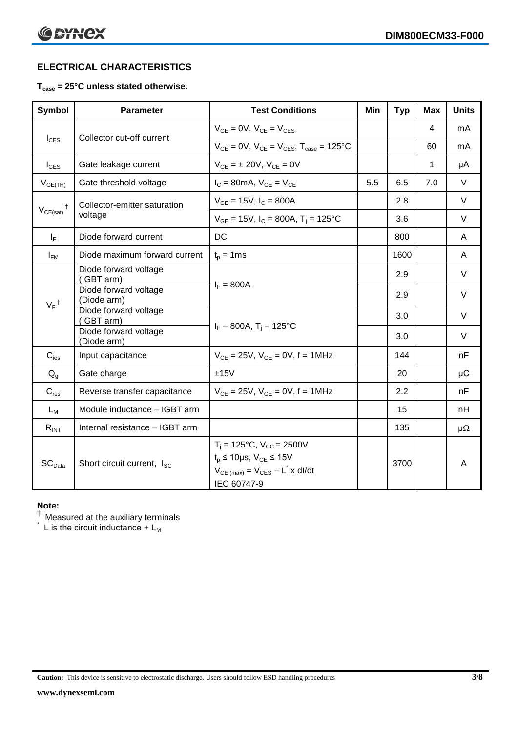## ELECTRICAL CHARACTERISTICS

**$T_{case}$ = 25°C unless stated otherwise.**

| Symbol | Parameter | Test Conditions | Min | Typ | Max | Units |
|---|---|---|---|---|---|---|
| $I_{CES}$ | Collector cut-off current | $V_{GE}$ = 0V, $V_{CE}$ = $V_{CES}$ | | | 4 | mA |
| | | $V_{GE}$ = 0V, $V_{CE}$ = $V_{CES}$, $T_{case}$ = 125°C | | | 60 | mA |
| $I_{GES}$ | Gate leakage current | $V_{GE}$ = ± 20V, $V_{CE}$ = 0V | | | 1 | μA |
| $V_{GE(TH)}$ | Gate threshold voltage | $I_C$ = 80mA, $V_{GE}$ = $V_{CE}$ | 5.5 | 6.5 | 7.0 | V |
| $V_{CE(sat)}$ † | Collector-emitter saturation voltage | $V_{GE}$ = 15V, $I_C$ = 800A | | 2.8 | | V |
| | | $V_{GE}$ = 15V, $I_C$ = 800A, $T_j$ = 125°C | | 3.6 | | V |
| $I_F$ | Diode forward current | DC | | 800 | | A |
| $I_{FM}$ | Diode maximum forward current | $t_p$ = 1ms | | 1600 | | A |
| $V_F$ † | Diode forward voltage (IGBT arm) | $I_F$ = 800A | | 2.9 | | V |
| | Diode forward voltage (Diode arm) | | | 2.9 | | V |
| | Diode forward voltage (IGBT arm) | $I_F$ = 800A, $T_j$ = 125°C | | 3.0 | | V |
| | Diode forward voltage (Diode arm) | | | 3.0 | | V |
| $C_{ies}$ | Input capacitance | $V_{CE}$ = 25V, $V_{GE}$ = 0V, f = 1MHz | | 144 | | nF |
| $Q_g$ | Gate charge | ±15V | | 20 | | μC |
| $C_{res}$ | Reverse transfer capacitance | $V_{CE}$ = 25V, $V_{GE}$ = 0V, f = 1MHz | | 2.2 | | nF |
| $L_M$ | Module inductance – IGBT arm | | | 15 | | nH |
| $R_{INT}$ | Internal resistance – IGBT arm | | | 135 | | μΩ |
| $SC_{Data}$ | Short circuit current, $I_{SC}$ | $T_j$ = 125°C, $V_{CC}$ = 2500V<br>$t_p$ ≤ 10μs, $V_{GE}$ ≤ 15V<br>$V_{CE\,(max)} = V_{CES} - L^* \times dI/dt$<br>IEC 60747-9 | | 3700 | | A |

**Note:**

† Measured at the auxiliary terminals

\* L is the circuit inductance + $L_M$

**Caution:** This device is sensitive to electrostatic discharge. Users should follow ESD handling procedures

**www.dynexsemi.com**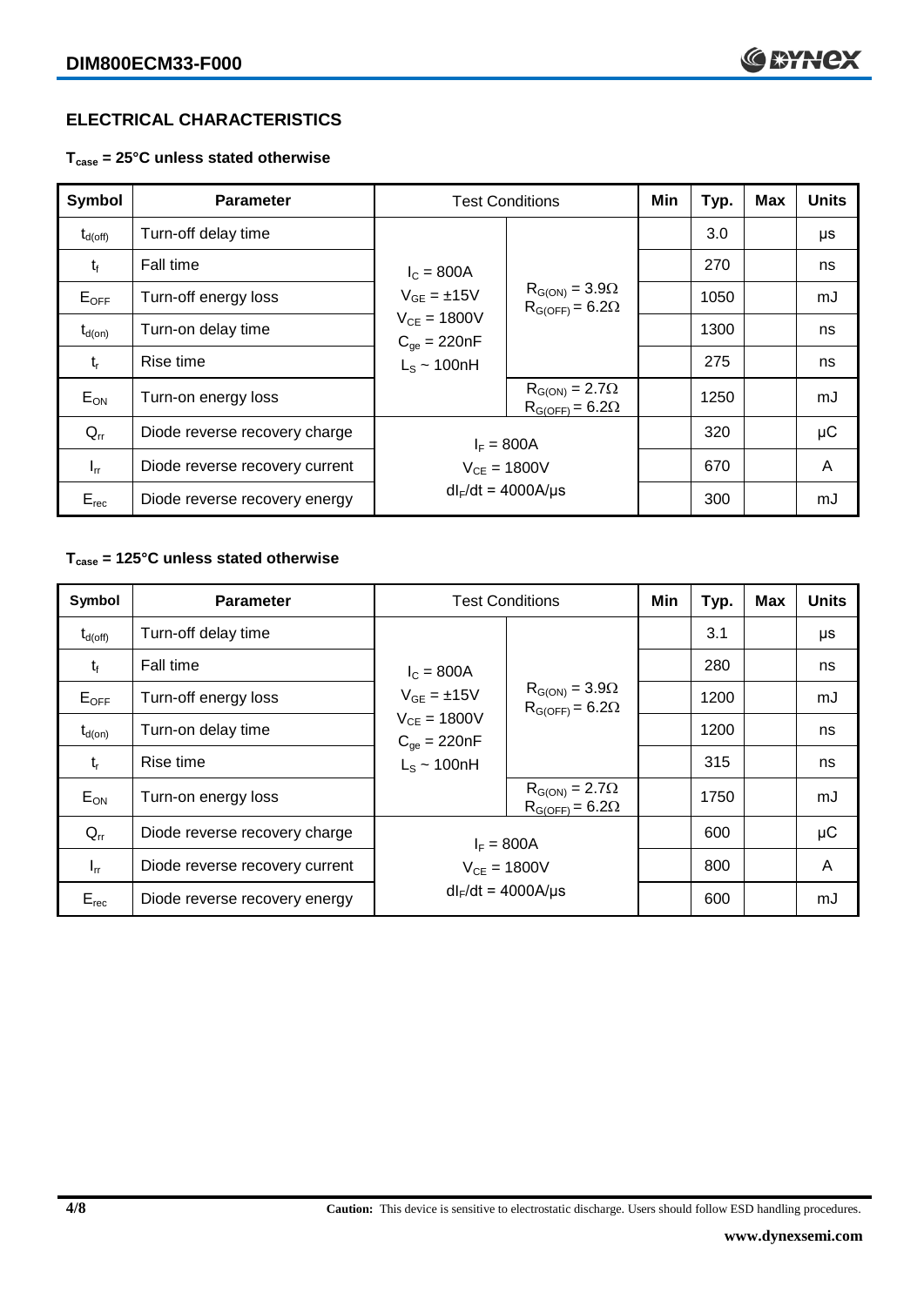## ELECTRICAL CHARACTERISTICS

**$T_{case}$ = 25°C unless stated otherwise**

| Symbol | Parameter | Test Conditions | | Min | Typ. | Max | Units |
|---|---|---|---|---|---|---|---|
| $t_{d(off)}$ | Turn-off delay time | $I_C$ = 800A<br>$V_{GE}$ = ±15V<br>$V_{CE}$ = 1800V<br>$C_{ge}$ = 220nF<br>$L_S$ ~ 100nH | $R_{G(ON)}$ = 3.9Ω<br>$R_{G(OFF)}$ = 6.2Ω | | 3.0 | | μs |
| $t_f$ | Fall time | | | | 270 | | ns |
| $E_{OFF}$ | Turn-off energy loss | | | | 1050 | | mJ |
| $t_{d(on)}$ | Turn-on delay time | | | | 1300 | | ns |
| $t_r$ | Rise time | | | | 275 | | ns |
| $E_{ON}$ | Turn-on energy loss | | $R_{G(ON)}$ = 2.7Ω<br>$R_{G(OFF)}$ = 6.2Ω | | 1250 | | mJ |
| $Q_{rr}$ | Diode reverse recovery charge | $I_F$ = 800A<br>$V_{CE}$ = 1800V<br>$dI_F/dt$ = 4000A/μs | | | 320 | | μC |
| $I_{rr}$ | Diode reverse recovery current | | | | 670 | | A |
| $E_{rec}$ | Diode reverse recovery energy | | | | 300 | | mJ |

**$T_{case}$ = 125°C unless stated otherwise**

| Symbol | Parameter | Test Conditions | | Min | Typ. | Max | Units |
|---|---|---|---|---|---|---|---|
| $t_{d(off)}$ | Turn-off delay time | $I_C$ = 800A<br>$V_{GE}$ = ±15V<br>$V_{CE}$ = 1800V<br>$C_{ge}$ = 220nF<br>$L_S$ ~ 100nH | $R_{G(ON)}$ = 3.9Ω<br>$R_{G(OFF)}$ = 6.2Ω | | 3.1 | | μs |
| $t_f$ | Fall time | | | | 280 | | ns |
| $E_{OFF}$ | Turn-off energy loss | | | | 1200 | | mJ |
| $t_{d(on)}$ | Turn-on delay time | | | | 1200 | | ns |
| $t_r$ | Rise time | | | | 315 | | ns |
| $E_{ON}$ | Turn-on energy loss | | $R_{G(ON)}$ = 2.7Ω<br>$R_{G(OFF)}$ = 6.2Ω | | 1750 | | mJ |
| $Q_{rr}$ | Diode reverse recovery charge | $I_F$ = 800A<br>$V_{CE}$ = 1800V<br>$dI_F/dt$ = 4000A/μs | | | 600 | | μC |
| $I_{rr}$ | Diode reverse recovery current | | | | 800 | | A |
| $E_{rec}$ | Diode reverse recovery energy | | | | 600 | | mJ |

**Caution:** This device is sensitive to electrostatic discharge. Users should follow ESD handling procedures.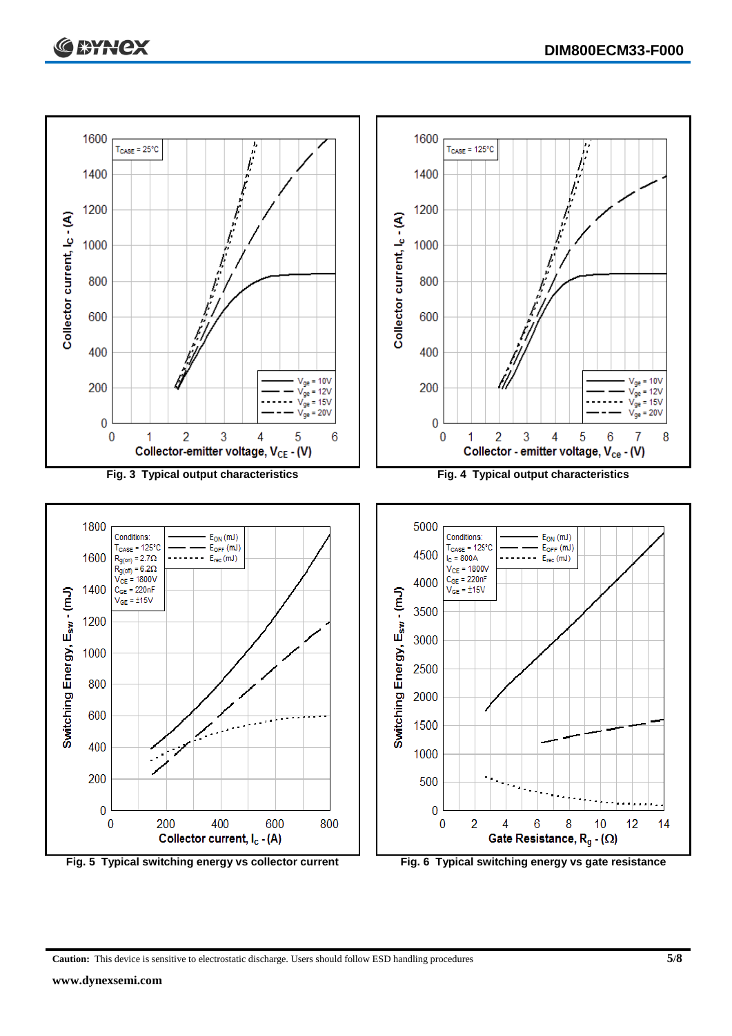Fig. 3 Typical output characteristics

Fig. 4 Typical output characteristics

Fig. 5 Typical switching energy vs collector current

Fig. 6 Typical switching energy vs gate resistance

**Caution:** This device is sensitive to electrostatic discharge. Users should follow ESD handling procedures

**www.dynexsemi.com**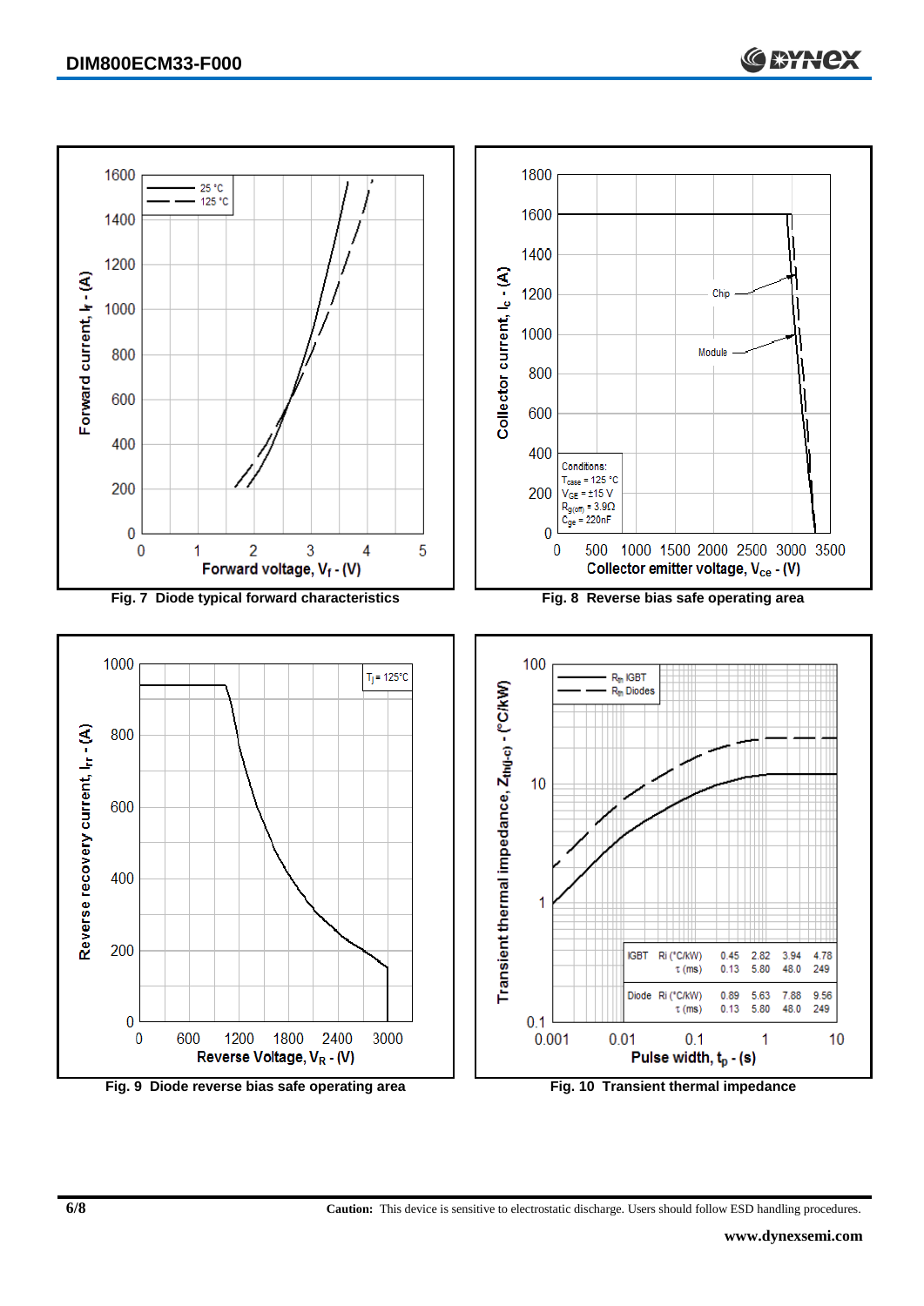Fig. 7 Diode typical forward characteristics

Fig. 8 Reverse bias safe operating area

Fig. 9 Diode reverse bias safe operating area

| | | | | | |
|---|---|---|---|---|---|
| IGBT | Ri (°C/kW) | 0.45 | 2.82 | 3.94 | 4.78 |
| | τ (ms) | 0.13 | 5.80 | 48.0 | 249 |
| Diode | Ri (°C/kW) | 0.89 | 5.63 | 7.88 | 9.56 |
| | τ (ms) | 0.13 | 5.80 | 48.0 | 249 |

Fig. 10 Transient thermal impedance

**Caution:** This device is sensitive to electrostatic discharge. Users should follow ESD handling procedures.

**www.dynexsemi.com**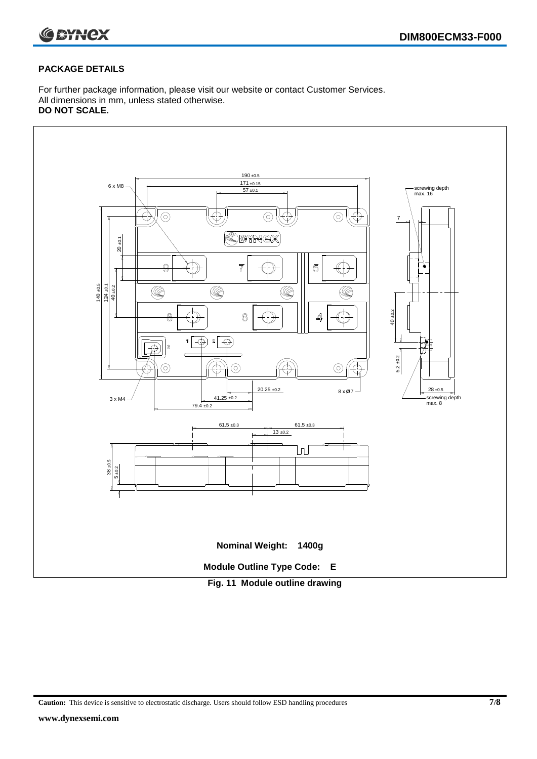## PACKAGE DETAILS

For further package information, please visit our website or contact Customer Services.
All dimensions in mm, unless stated otherwise.
**DO NOT SCALE.**

**Nominal Weight: 1400g**

**Module Outline Type Code: E**

**Fig. 11 Module outline drawing**

**Caution:** This device is sensitive to electrostatic discharge. Users should follow ESD handling procedures

**www.dynexsemi.com**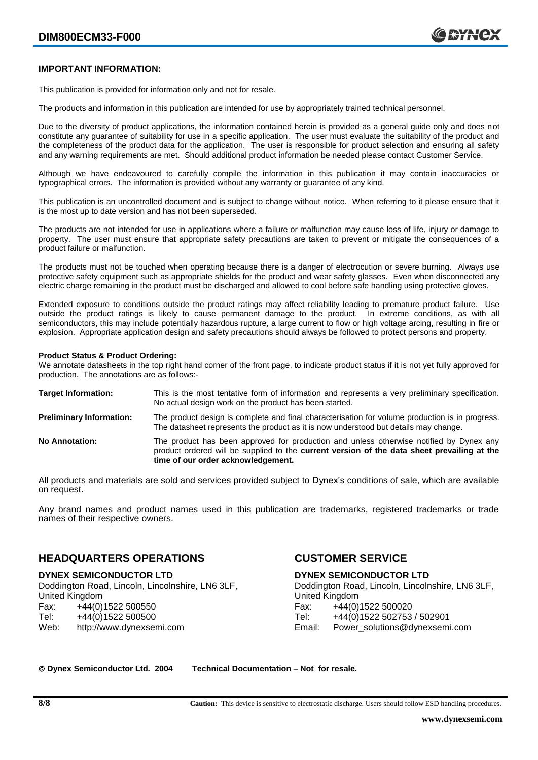**IMPORTANT INFORMATION:**

This publication is provided for information only and not for resale.

The products and information in this publication are intended for use by appropriately trained technical personnel.

Due to the diversity of product applications, the information contained herein is provided as a general guide only and does not constitute any guarantee of suitability for use in a specific application. The user must evaluate the suitability of the product and the completeness of the product data for the application. The user is responsible for product selection and ensuring all safety and any warning requirements are met. Should additional product information be needed please contact Customer Service.

Although we have endeavoured to carefully compile the information in this publication it may contain inaccuracies or typographical errors. The information is provided without any warranty or guarantee of any kind.

This publication is an uncontrolled document and is subject to change without notice. When referring to it please ensure that it is the most up to date version and has not been superseded.

The products are not intended for use in applications where a failure or malfunction may cause loss of life, injury or damage to property. The user must ensure that appropriate safety precautions are taken to prevent or mitigate the consequences of a product failure or malfunction.

The products must not be touched when operating because there is a danger of electrocution or severe burning. Always use protective safety equipment such as appropriate shields for the product and wear safety glasses. Even when disconnected any electric charge remaining in the product must be discharged and allowed to cool before safe handling using protective gloves.

Extended exposure to conditions outside the product ratings may affect reliability leading to premature product failure. Use outside the product ratings is likely to cause permanent damage to the product. In extreme conditions, as with all semiconductors, this may include potentially hazardous rupture, a large current to flow or high voltage arcing, resulting in fire or explosion. Appropriate application design and safety precautions should always be followed to protect persons and property.

**Product Status & Product Ordering:**
We annotate datasheets in the top right hand corner of the front page, to indicate product status if it is not yet fully approved for production. The annotations are as follows:-

| | |
|---|---|
| **Target Information:** | This is the most tentative form of information and represents a very preliminary specification. No actual design work on the product has been started. |
| **Preliminary Information:** | The product design is complete and final characterisation for volume production is in progress. The datasheet represents the product as it is now understood but details may change. |
| **No Annotation:** | The product has been approved for production and unless otherwise notified by Dynex any product ordered will be supplied to the **current version of the data sheet prevailing at the time of our order acknowledgement.** |

All products and materials are sold and services provided subject to Dynex's conditions of sale, which are available on request.

Any brand names and product names used in this publication are trademarks, registered trademarks or trade names of their respective owners.

## HEADQUARTERS OPERATIONS

**DYNEX SEMICONDUCTOR LTD**
Doddington Road, Lincoln, Lincolnshire, LN6 3LF,
United Kingdom
Fax: +44(0)1522 500550
Tel: +44(0)1522 500500
Web: http://www.dynexsemi.com

## CUSTOMER SERVICE

**DYNEX SEMICONDUCTOR LTD**
Doddington Road, Lincoln, Lincolnshire, LN6 3LF,
United Kingdom
Fax: +44(0)1522 500020
Tel: +44(0)1522 502753 / 502901
Email: Power_solutions@dynexsemi.com

**© Dynex Semiconductor Ltd. 2004 Technical Documentation – Not for resale.**

**Caution:** This device is sensitive to electrostatic discharge. Users should follow ESD handling procedures.